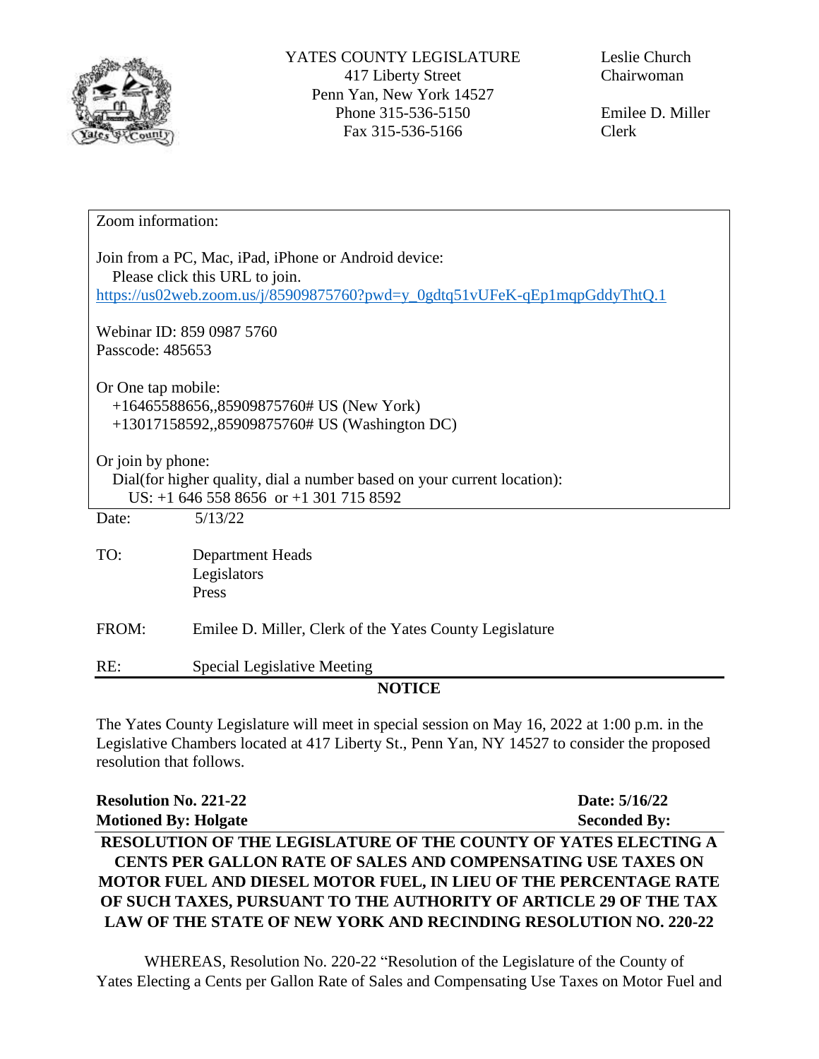YATES COUNTY LEGISLATURE
417 Liberty Street
Penn Yan, New York 14527
Phone 315-536-5150
Fax 315-536-5166

Leslie Church
Chairwoman

Emilee D. Miller
Clerk

Zoom information:

Join from a PC, Mac, iPad, iPhone or Android device:
Please click this URL to join.
https://us02web.zoom.us/j/85909875760?pwd=y_0gdtq51vUFeK-qEp1mqpGddyThtQ.1

Webinar ID: 859 0987 5760
Passcode: 485653

Or One tap mobile:
+16465588656,,85909875760# US (New York)
+13017158592,,85909875760# US (Washington DC)

Or join by phone:
Dial(for higher quality, dial a number based on your current location):
US: +1 646 558 8656 or +1 301 715 8592

Date: 5/13/22

TO: Department Heads
Legislators
Press

FROM: Emilee D. Miller, Clerk of the Yates County Legislature

RE: Special Legislative Meeting

**NOTICE**

The Yates County Legislature will meet in special session on May 16, 2022 at 1:00 p.m. in the Legislative Chambers located at 417 Liberty St., Penn Yan, NY 14527 to consider the proposed resolution that follows.

**Resolution No. 221-22** **Date: 5/16/22**
**Motioned By: Holgate** **Seconded By:**

**RESOLUTION OF THE LEGISLATURE OF THE COUNTY OF YATES ELECTING A CENTS PER GALLON RATE OF SALES AND COMPENSATING USE TAXES ON MOTOR FUEL AND DIESEL MOTOR FUEL, IN LIEU OF THE PERCENTAGE RATE OF SUCH TAXES, PURSUANT TO THE AUTHORITY OF ARTICLE 29 OF THE TAX LAW OF THE STATE OF NEW YORK AND RECINDING RESOLUTION NO. 220-22**

WHEREAS, Resolution No. 220-22 "Resolution of the Legislature of the County of Yates Electing a Cents per Gallon Rate of Sales and Compensating Use Taxes on Motor Fuel and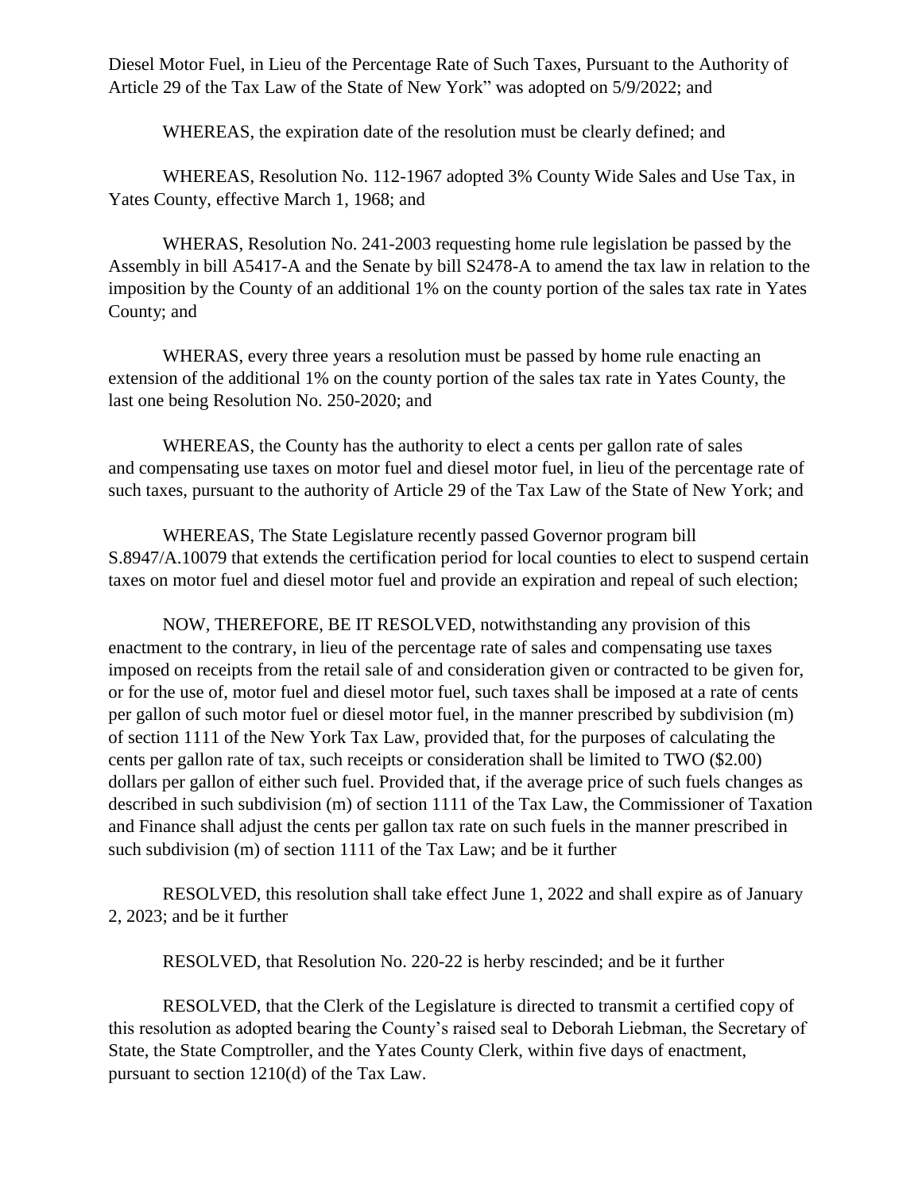Diesel Motor Fuel, in Lieu of the Percentage Rate of Such Taxes, Pursuant to the Authority of Article 29 of the Tax Law of the State of New York" was adopted on 5/9/2022; and

WHEREAS, the expiration date of the resolution must be clearly defined; and

WHEREAS, Resolution No. 112-1967 adopted 3% County Wide Sales and Use Tax, in Yates County, effective March 1, 1968; and

WHERAS, Resolution No. 241-2003 requesting home rule legislation be passed by the Assembly in bill A5417-A and the Senate by bill S2478-A to amend the tax law in relation to the imposition by the County of an additional 1% on the county portion of the sales tax rate in Yates County; and

WHERAS, every three years a resolution must be passed by home rule enacting an extension of the additional 1% on the county portion of the sales tax rate in Yates County, the last one being Resolution No. 250-2020; and

WHEREAS, the County has the authority to elect a cents per gallon rate of sales and compensating use taxes on motor fuel and diesel motor fuel, in lieu of the percentage rate of such taxes, pursuant to the authority of Article 29 of the Tax Law of the State of New York; and

WHEREAS, The State Legislature recently passed Governor program bill S.8947/A.10079 that extends the certification period for local counties to elect to suspend certain taxes on motor fuel and diesel motor fuel and provide an expiration and repeal of such election;

NOW, THEREFORE, BE IT RESOLVED, notwithstanding any provision of this enactment to the contrary, in lieu of the percentage rate of sales and compensating use taxes imposed on receipts from the retail sale of and consideration given or contracted to be given for, or for the use of, motor fuel and diesel motor fuel, such taxes shall be imposed at a rate of cents per gallon of such motor fuel or diesel motor fuel, in the manner prescribed by subdivision (m) of section 1111 of the New York Tax Law, provided that, for the purposes of calculating the cents per gallon rate of tax, such receipts or consideration shall be limited to TWO ($2.00) dollars per gallon of either such fuel. Provided that, if the average price of such fuels changes as described in such subdivision (m) of section 1111 of the Tax Law, the Commissioner of Taxation and Finance shall adjust the cents per gallon tax rate on such fuels in the manner prescribed in such subdivision (m) of section 1111 of the Tax Law; and be it further

RESOLVED, this resolution shall take effect June 1, 2022 and shall expire as of January 2, 2023; and be it further

RESOLVED, that Resolution No. 220-22 is herby rescinded; and be it further

RESOLVED, that the Clerk of the Legislature is directed to transmit a certified copy of this resolution as adopted bearing the County's raised seal to Deborah Liebman, the Secretary of State, the State Comptroller, and the Yates County Clerk, within five days of enactment, pursuant to section 1210(d) of the Tax Law.